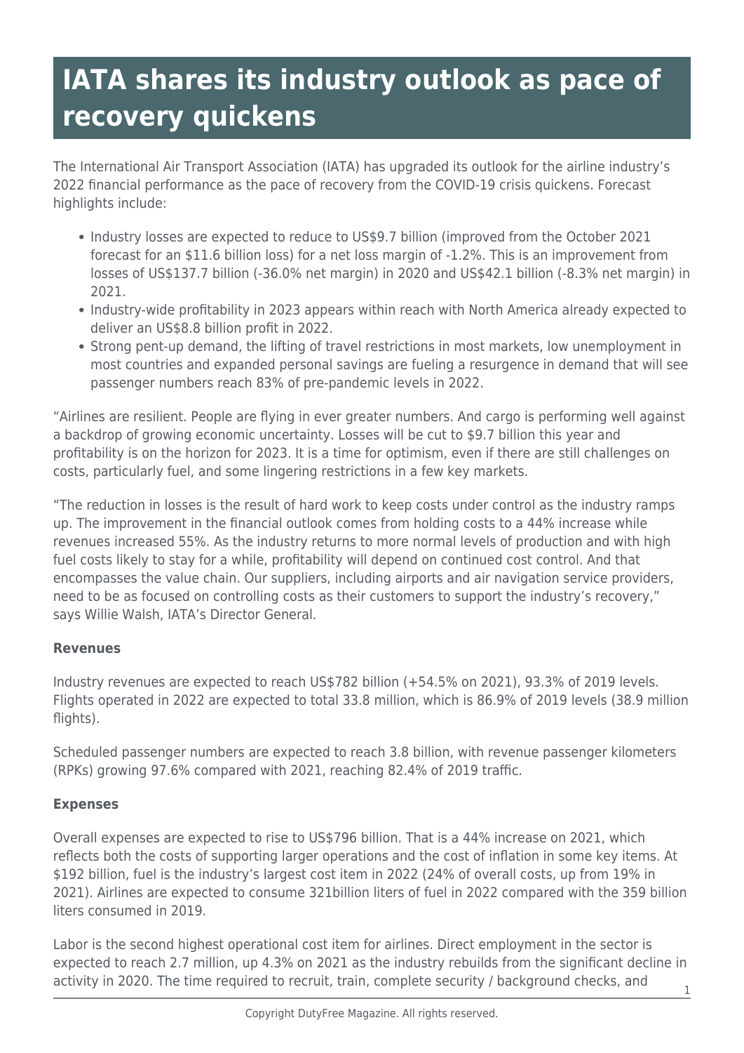# IATA shares its industry outlook as pace of recovery quickens

The International Air Transport Association (IATA) has upgraded its outlook for the airline industry's 2022 financial performance as the pace of recovery from the COVID-19 crisis quickens. Forecast highlights include:

- Industry losses are expected to reduce to US$9.7 billion (improved from the October 2021 forecast for an $11.6 billion loss) for a net loss margin of -1.2%. This is an improvement from losses of US$137.7 billion (-36.0% net margin) in 2020 and US$42.1 billion (-8.3% net margin) in 2021.
- Industry-wide profitability in 2023 appears within reach with North America already expected to deliver an US$8.8 billion profit in 2022.
- Strong pent-up demand, the lifting of travel restrictions in most markets, low unemployment in most countries and expanded personal savings are fueling a resurgence in demand that will see passenger numbers reach 83% of pre-pandemic levels in 2022.

"Airlines are resilient. People are flying in ever greater numbers. And cargo is performing well against a backdrop of growing economic uncertainty. Losses will be cut to $9.7 billion this year and profitability is on the horizon for 2023. It is a time for optimism, even if there are still challenges on costs, particularly fuel, and some lingering restrictions in a few key markets.

"The reduction in losses is the result of hard work to keep costs under control as the industry ramps up. The improvement in the financial outlook comes from holding costs to a 44% increase while revenues increased 55%. As the industry returns to more normal levels of production and with high fuel costs likely to stay for a while, profitability will depend on continued cost control. And that encompasses the value chain. Our suppliers, including airports and air navigation service providers, need to be as focused on controlling costs as their customers to support the industry's recovery," says Willie Walsh, IATA's Director General.

**Revenues**

Industry revenues are expected to reach US$782 billion (+54.5% on 2021), 93.3% of 2019 levels. Flights operated in 2022 are expected to total 33.8 million, which is 86.9% of 2019 levels (38.9 million flights).

Scheduled passenger numbers are expected to reach 3.8 billion, with revenue passenger kilometers (RPKs) growing 97.6% compared with 2021, reaching 82.4% of 2019 traffic.

**Expenses**

Overall expenses are expected to rise to US$796 billion. That is a 44% increase on 2021, which reflects both the costs of supporting larger operations and the cost of inflation in some key items. At $192 billion, fuel is the industry's largest cost item in 2022 (24% of overall costs, up from 19% in 2021). Airlines are expected to consume 321billion liters of fuel in 2022 compared with the 359 billion liters consumed in 2019.

Labor is the second highest operational cost item for airlines. Direct employment in the sector is expected to reach 2.7 million, up 4.3% on 2021 as the industry rebuilds from the significant decline in activity in 2020. The time required to recruit, train, complete security / background checks, and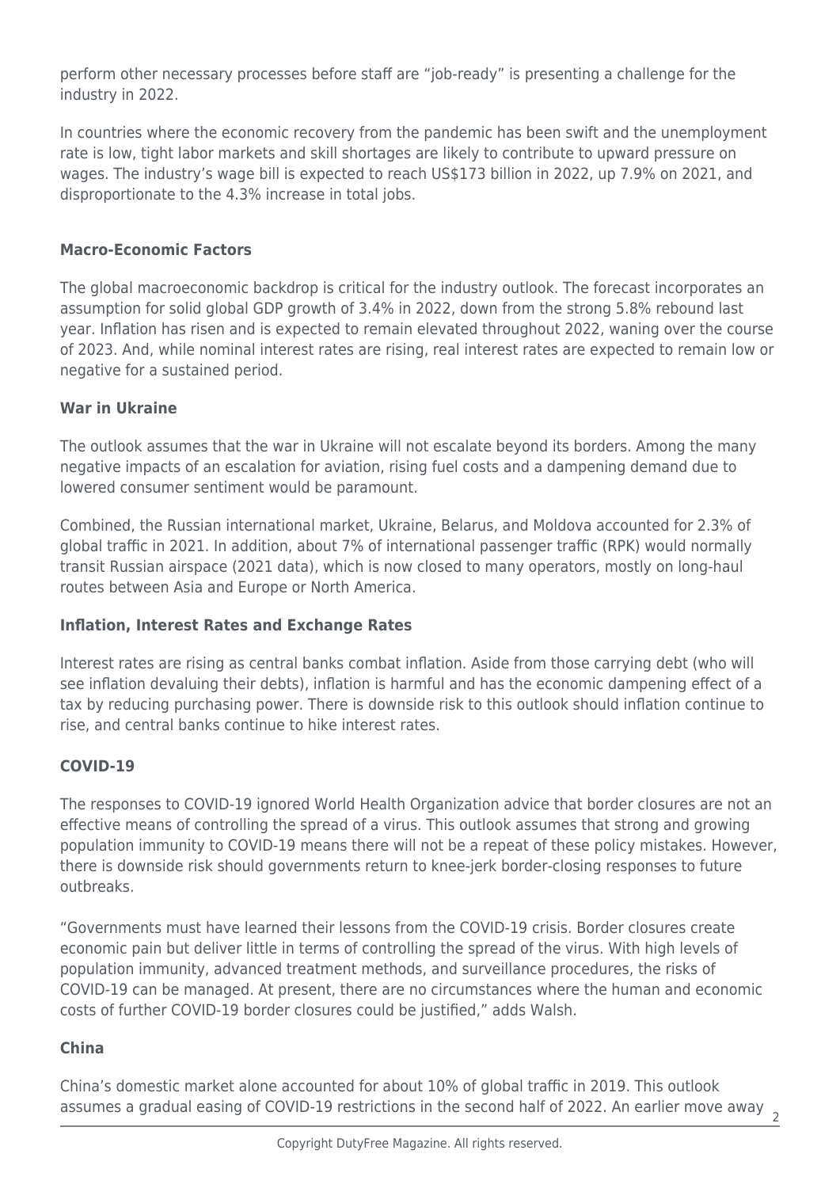perform other necessary processes before staff are "job-ready" is presenting a challenge for the industry in 2022.

In countries where the economic recovery from the pandemic has been swift and the unemployment rate is low, tight labor markets and skill shortages are likely to contribute to upward pressure on wages. The industry's wage bill is expected to reach US$173 billion in 2022, up 7.9% on 2021, and disproportionate to the 4.3% increase in total jobs.

**Macro-Economic Factors**

The global macroeconomic backdrop is critical for the industry outlook. The forecast incorporates an assumption for solid global GDP growth of 3.4% in 2022, down from the strong 5.8% rebound last year. Inflation has risen and is expected to remain elevated throughout 2022, waning over the course of 2023. And, while nominal interest rates are rising, real interest rates are expected to remain low or negative for a sustained period.

**War in Ukraine**

The outlook assumes that the war in Ukraine will not escalate beyond its borders. Among the many negative impacts of an escalation for aviation, rising fuel costs and a dampening demand due to lowered consumer sentiment would be paramount.

Combined, the Russian international market, Ukraine, Belarus, and Moldova accounted for 2.3% of global traffic in 2021. In addition, about 7% of international passenger traffic (RPK) would normally transit Russian airspace (2021 data), which is now closed to many operators, mostly on long-haul routes between Asia and Europe or North America.

**Inflation, Interest Rates and Exchange Rates**

Interest rates are rising as central banks combat inflation. Aside from those carrying debt (who will see inflation devaluing their debts), inflation is harmful and has the economic dampening effect of a tax by reducing purchasing power. There is downside risk to this outlook should inflation continue to rise, and central banks continue to hike interest rates.

**COVID-19**

The responses to COVID-19 ignored World Health Organization advice that border closures are not an effective means of controlling the spread of a virus. This outlook assumes that strong and growing population immunity to COVID-19 means there will not be a repeat of these policy mistakes. However, there is downside risk should governments return to knee-jerk border-closing responses to future outbreaks.

"Governments must have learned their lessons from the COVID-19 crisis. Border closures create economic pain but deliver little in terms of controlling the spread of the virus. With high levels of population immunity, advanced treatment methods, and surveillance procedures, the risks of COVID-19 can be managed. At present, there are no circumstances where the human and economic costs of further COVID-19 border closures could be justified," adds Walsh.

**China**

China's domestic market alone accounted for about 10% of global traffic in 2019. This outlook assumes a gradual easing of COVID-19 restrictions in the second half of 2022. An earlier move away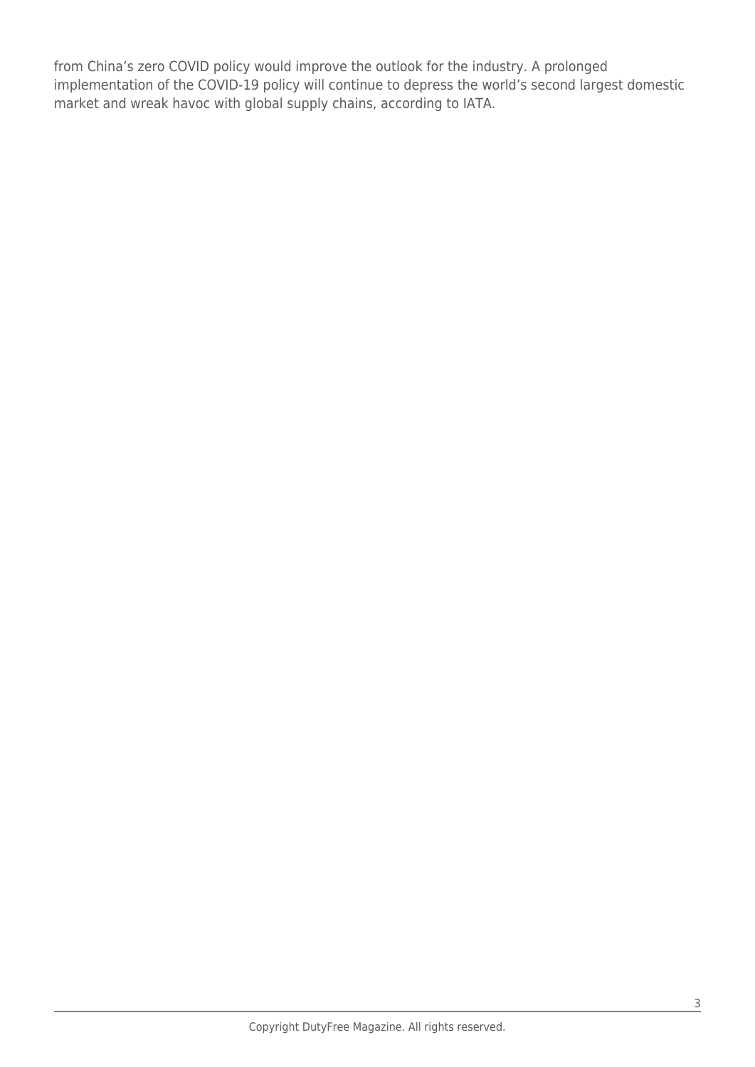from China's zero COVID policy would improve the outlook for the industry. A prolonged implementation of the COVID-19 policy will continue to depress the world's second largest domestic market and wreak havoc with global supply chains, according to IATA.